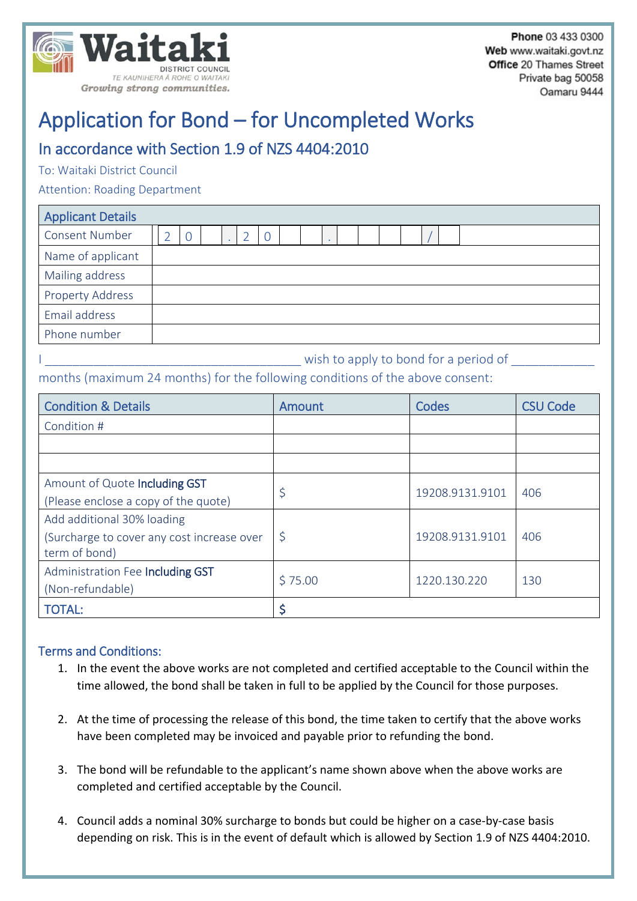Waitaki DISTRICT COUNCIL
TE KAUNIHERA Ā ROHE O WAITAKI
*Growing strong communities.*

**Phone** 03 433 0300
**Web** www.waitaki.govt.nz
**Office** 20 Thames Street
Private bag 50058
Oamaru 9444

# Application for Bond – for Uncompleted Works

## In accordance with Section 1.9 of NZS 4404:2010

To: Waitaki District Council

Attention: Roading Department

| Applicant Details | |
|---|---|
| Consent Number | 2 0 _ . 2 0 _ _ . _ _ _ _ / _ |
| Name of applicant | |
| Mailing address | |
| Property Address | |
| Email address | |
| Phone number | |

I ________________________________________ wish to apply to bond for a period of ____________ months (maximum 24 months) for the following conditions of the above consent:

| Condition & Details | Amount | Codes | CSU Code |
|---|---|---|---|
| Condition # | | | |
| | | | |
| | | | |
| Amount of Quote **Including GST** (Please enclose a copy of the quote) | $ | 19208.9131.9101 | 406 |
| Add additional 30% loading (Surcharge to cover any cost increase over term of bond) | $ | 19208.9131.9101 | 406 |
| Administration Fee **Including GST** (Non-refundable) | $ 75.00 | 1220.130.220 | 130 |
| TOTAL: | $ | | |

### Terms and Conditions:

1. In the event the above works are not completed and certified acceptable to the Council within the time allowed, the bond shall be taken in full to be applied by the Council for those purposes.

2. At the time of processing the release of this bond, the time taken to certify that the above works have been completed may be invoiced and payable prior to refunding the bond.

3. The bond will be refundable to the applicant's name shown above when the above works are completed and certified acceptable by the Council.

4. Council adds a nominal 30% surcharge to bonds but could be higher on a case-by-case basis depending on risk. This is in the event of default which is allowed by Section 1.9 of NZS 4404:2010.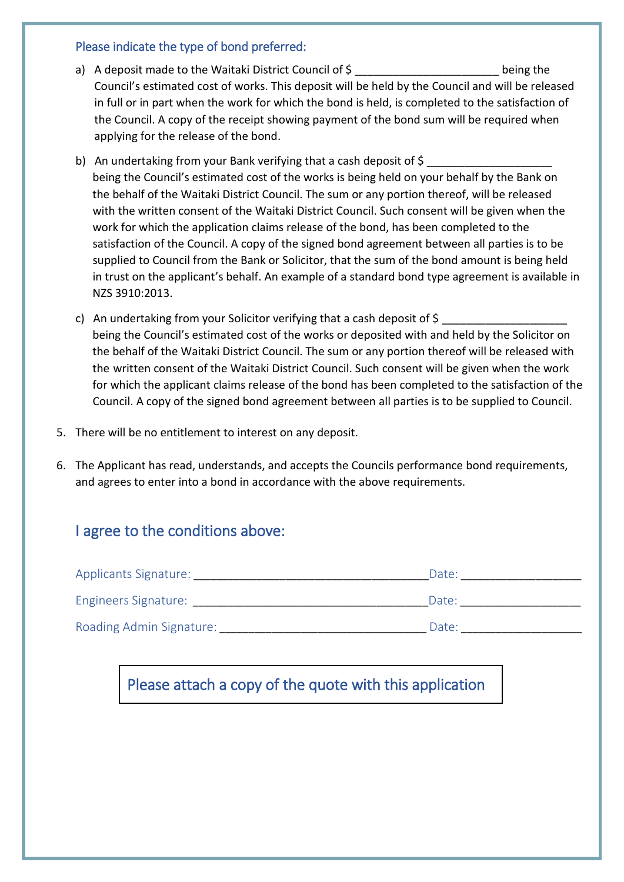Please indicate the type of bond preferred:

a) A deposit made to the Waitaki District Council of $ _______________________ being the Council's estimated cost of works. This deposit will be held by the Council and will be released in full or in part when the work for which the bond is held, is completed to the satisfaction of the Council. A copy of the receipt showing payment of the bond sum will be required when applying for the release of the bond.

b) An undertaking from your Bank verifying that a cash deposit of $ ____________________ being the Council's estimated cost of the works is being held on your behalf by the Bank on the behalf of the Waitaki District Council. The sum or any portion thereof, will be released with the written consent of the Waitaki District Council. Such consent will be given when the work for which the application claims release of the bond, has been completed to the satisfaction of the Council. A copy of the signed bond agreement between all parties is to be supplied to Council from the Bank or Solicitor, that the sum of the bond amount is being held in trust on the applicant's behalf. An example of a standard bond type agreement is available in NZS 3910:2013.

c) An undertaking from your Solicitor verifying that a cash deposit of $ ____________________ being the Council's estimated cost of the works or deposited with and held by the Solicitor on the behalf of the Waitaki District Council. The sum or any portion thereof will be released with the written consent of the Waitaki District Council. Such consent will be given when the work for which the applicant claims release of the bond has been completed to the satisfaction of the Council. A copy of the signed bond agreement between all parties is to be supplied to Council.

5. There will be no entitlement to interest on any deposit.

6. The Applicant has read, understands, and accepts the Councils performance bond requirements, and agrees to enter into a bond in accordance with the above requirements.

## I agree to the conditions above:

Applicants Signature: ____________________________________Date: __________________

Engineers Signature: ____________________________________Date: __________________

Roading Admin Signature: ________________________________ Date: __________________

Please attach a copy of the quote with this application